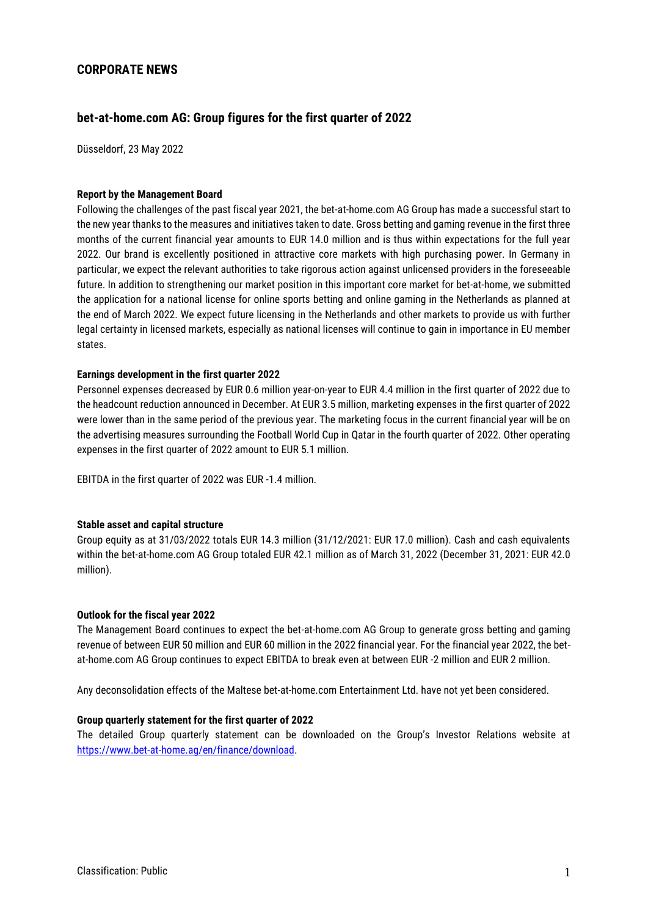## CORPORATE NEWS

## bet-at-home.com AG: Group figures for the first quarter of 2022

Düsseldorf, 23 May 2022

**Report by the Management Board**

Following the challenges of the past fiscal year 2021, the bet-at-home.com AG Group has made a successful start to the new year thanks to the measures and initiatives taken to date. Gross betting and gaming revenue in the first three months of the current financial year amounts to EUR 14.0 million and is thus within expectations for the full year 2022. Our brand is excellently positioned in attractive core markets with high purchasing power. In Germany in particular, we expect the relevant authorities to take rigorous action against unlicensed providers in the foreseeable future. In addition to strengthening our market position in this important core market for bet-at-home, we submitted the application for a national license for online sports betting and online gaming in the Netherlands as planned at the end of March 2022. We expect future licensing in the Netherlands and other markets to provide us with further legal certainty in licensed markets, especially as national licenses will continue to gain in importance in EU member states.

**Earnings development in the first quarter 2022**

Personnel expenses decreased by EUR 0.6 million year-on-year to EUR 4.4 million in the first quarter of 2022 due to the headcount reduction announced in December. At EUR 3.5 million, marketing expenses in the first quarter of 2022 were lower than in the same period of the previous year. The marketing focus in the current financial year will be on the advertising measures surrounding the Football World Cup in Qatar in the fourth quarter of 2022. Other operating expenses in the first quarter of 2022 amount to EUR 5.1 million.

EBITDA in the first quarter of 2022 was EUR -1.4 million.

**Stable asset and capital structure**

Group equity as at 31/03/2022 totals EUR 14.3 million (31/12/2021: EUR 17.0 million). Cash and cash equivalents within the bet-at-home.com AG Group totaled EUR 42.1 million as of March 31, 2022 (December 31, 2021: EUR 42.0 million).

**Outlook for the fiscal year 2022**

The Management Board continues to expect the bet-at-home.com AG Group to generate gross betting and gaming revenue of between EUR 50 million and EUR 60 million in the 2022 financial year. For the financial year 2022, the bet-at-home.com AG Group continues to expect EBITDA to break even at between EUR -2 million and EUR 2 million.

Any deconsolidation effects of the Maltese bet-at-home.com Entertainment Ltd. have not yet been considered.

**Group quarterly statement for the first quarter of 2022**

The detailed Group quarterly statement can be downloaded on the Group's Investor Relations website at https://www.bet-at-home.ag/en/finance/download.

Classification: Public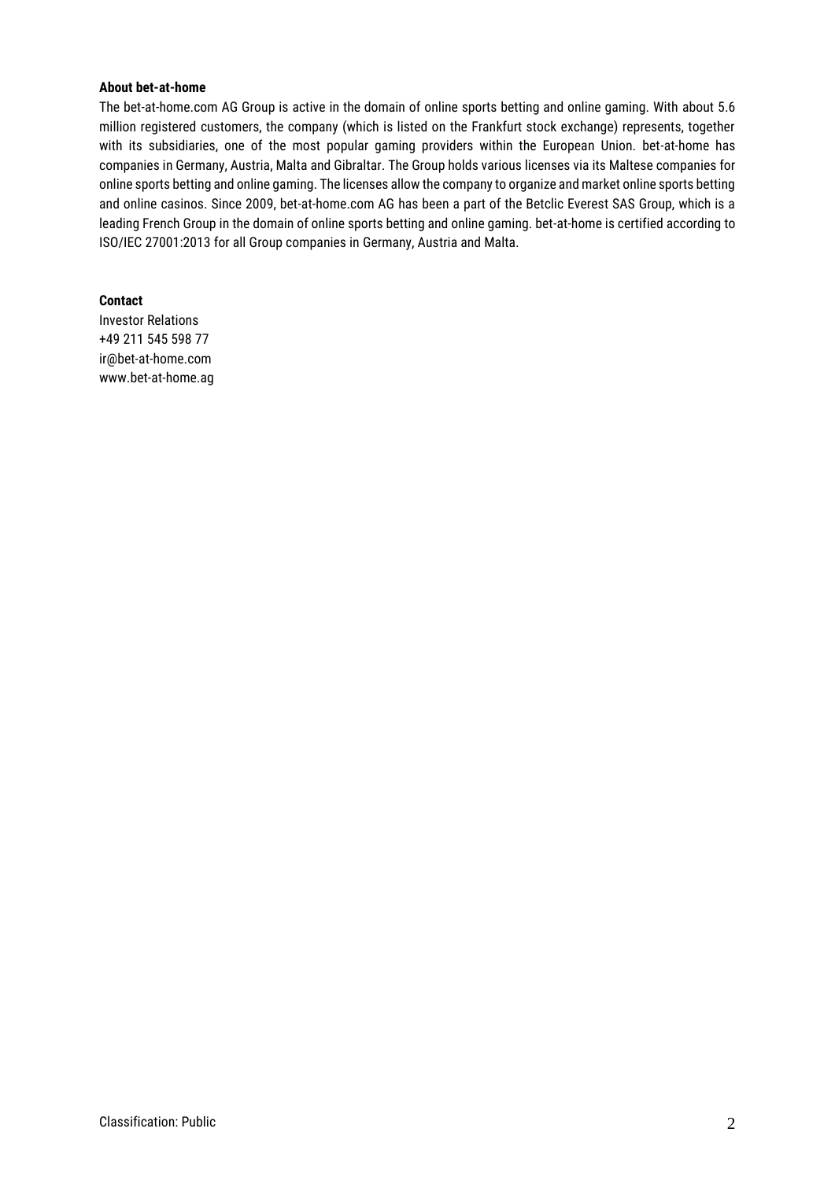**About bet-at-home**

The bet-at-home.com AG Group is active in the domain of online sports betting and online gaming. With about 5.6 million registered customers, the company (which is listed on the Frankfurt stock exchange) represents, together with its subsidiaries, one of the most popular gaming providers within the European Union. bet-at-home has companies in Germany, Austria, Malta and Gibraltar. The Group holds various licenses via its Maltese companies for online sports betting and online gaming. The licenses allow the company to organize and market online sports betting and online casinos. Since 2009, bet-at-home.com AG has been a part of the Betclic Everest SAS Group, which is a leading French Group in the domain of online sports betting and online gaming. bet-at-home is certified according to ISO/IEC 27001:2013 for all Group companies in Germany, Austria and Malta.

**Contact**

Investor Relations
+49 211 545 598 77
ir@bet-at-home.com
www.bet-at-home.ag

Classification: Public